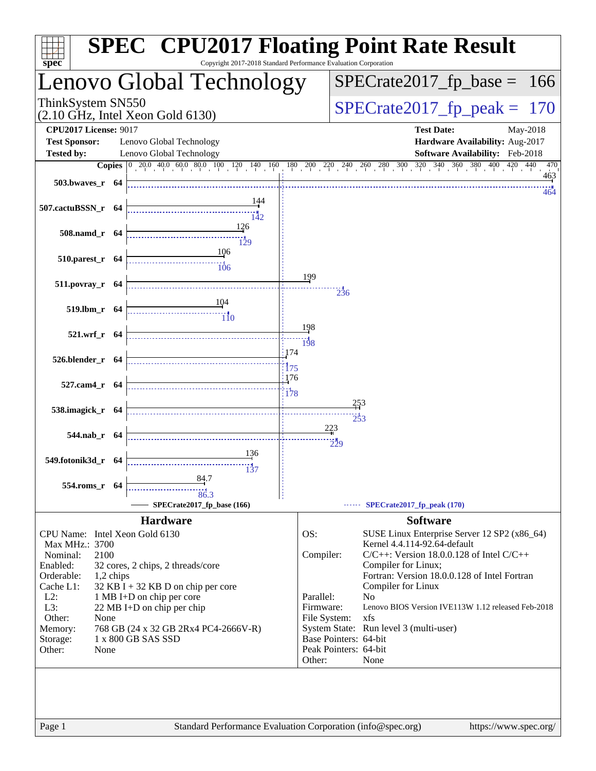# SPEC CPU2017 Floating Point Rate Result

Copyright 2017-2018 Standard Performance Evaluation Corporation

## Lenovo Global Technology

ThinkSystem SN550
(2.10 GHz, Intel Xeon Gold 6130)

SPECrate2017_fp_base = 166

SPECrate2017_fp_peak = 170

**CPU2017 License:** 9017
**Test Sponsor:** Lenovo Global Technology
**Tested by:** Lenovo Global Technology

**Test Date:** May-2018
**Hardware Availability:** Aug-2017
**Software Availability:** Feb-2018

| Benchmark | Copies | Base | Peak |
|---|---|---|---|
| 503.bwaves_r | 64 | 463 | 464 |
| 507.cactuBSSN_r | 64 | 144 | 142 |
| 508.namd_r | 64 | 126 | 129 |
| 510.parest_r | 64 | 106 | 106 |
| 511.povray_r | 64 | 199 | 236 |
| 519.lbm_r | 64 | 104 | 110 |
| 521.wrf_r | 64 | 198 | 198 |
| 526.blender_r | 64 | 174 | 175 |
| 527.cam4_r | 64 | 176 | 178 |
| 538.imagick_r | 64 | 253 | 253 |
| 544.nab_r | 64 | 223 | 229 |
| 549.fotonik3d_r | 64 | 136 | 137 |
| 554.roms_r | 64 | 84.7 | 86.3 |

SPECrate2017_fp_base (166) — SPECrate2017_fp_peak (170)

## Hardware

| | |
|---|---|
| CPU Name: | Intel Xeon Gold 6130 |
| Max MHz.: | 3700 |
| Nominal: | 2100 |
| Enabled: | 32 cores, 2 chips, 2 threads/core |
| Orderable: | 1,2 chips |
| Cache L1: | 32 KB I + 32 KB D on chip per core |
| L2: | 1 MB I+D on chip per core |
| L3: | 22 MB I+D on chip per chip |
| Other: | None |
| Memory: | 768 GB (24 x 32 GB 2Rx4 PC4-2666V-R) |
| Storage: | 1 x 800 GB SAS SSD |
| Other: | None |

## Software

| | |
|---|---|
| OS: | SUSE Linux Enterprise Server 12 SP2 (x86_64) Kernel 4.4.114-92.64-default |
| Compiler: | C/C++: Version 18.0.0.128 of Intel C/C++ Compiler for Linux; Fortran: Version 18.0.0.128 of Intel Fortran Compiler for Linux |
| Parallel: | No |
| Firmware: | Lenovo BIOS Version IVE113W 1.12 released Feb-2018 |
| File System: | xfs |
| System State: | Run level 3 (multi-user) |
| Base Pointers: | 64-bit |
| Peak Pointers: | 64-bit |
| Other: | None |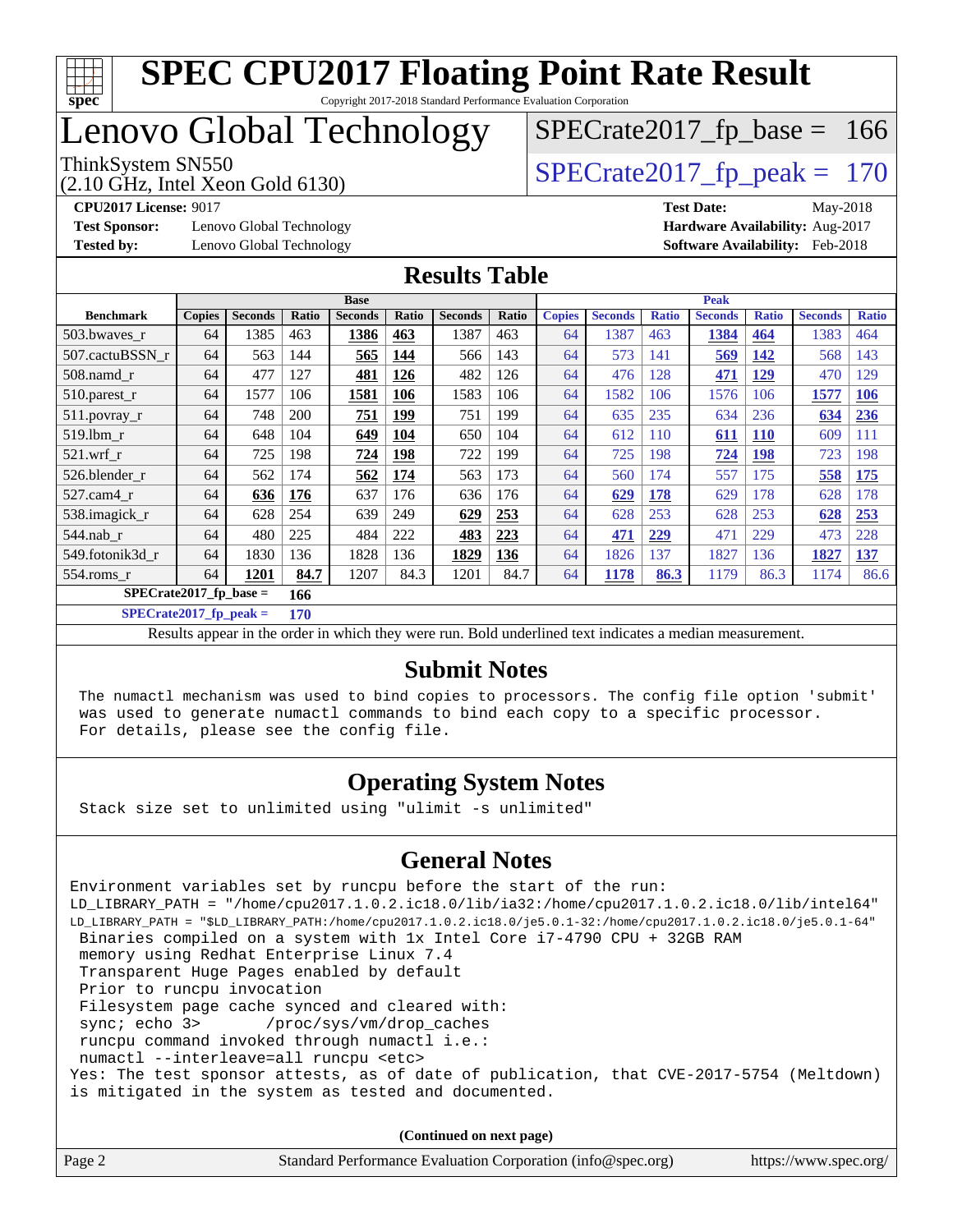# SPEC CPU2017 Floating Point Rate Result

Copyright 2017-2018 Standard Performance Evaluation Corporation

# Lenovo Global Technology

ThinkSystem SN550
(2.10 GHz, Intel Xeon Gold 6130)

SPECrate2017_fp_base = 166

SPECrate2017_fp_peak = 170

**CPU2017 License:** 9017
**Test Sponsor:** Lenovo Global Technology
**Tested by:** Lenovo Global Technology

**Test Date:** May-2018
**Hardware Availability:** Aug-2017
**Software Availability:** Feb-2018

## Results Table

| Benchmark | Base | | | | | | | Peak | | | | | | |
|---|---|---|---|---|---|---|---|---|---|---|---|---|---|---|
| | Copies | Seconds | Ratio | Seconds | Ratio | Seconds | Ratio | Copies | Seconds | Ratio | Seconds | Ratio | Seconds | Ratio |
| 503.bwaves_r | 64 | 1385 | 463 | **1386** | **463** | 1387 | 463 | 64 | 1387 | 463 | **1384** | **464** | 1383 | 464 |
| 507.cactuBSSN_r | 64 | 563 | 144 | **565** | **144** | 566 | 143 | 64 | 573 | 141 | **569** | **142** | 568 | 143 |
| 508.namd_r | 64 | 477 | 127 | **481** | **126** | 482 | 126 | 64 | 476 | 128 | **471** | **129** | 470 | 129 |
| 510.parest_r | 64 | 1577 | 106 | **1581** | **106** | 1583 | 106 | 64 | 1582 | 106 | 1576 | 106 | **1577** | **106** |
| 511.povray_r | 64 | 748 | 200 | **751** | **199** | 751 | 199 | 64 | 635 | 235 | 634 | 236 | **634** | **236** |
| 519.lbm_r | 64 | 648 | 104 | **649** | **104** | 650 | 104 | 64 | 612 | 110 | **611** | **110** | 609 | 111 |
| 521.wrf_r | 64 | 725 | 198 | **724** | **198** | 722 | 199 | 64 | 725 | 198 | **724** | **198** | 723 | 198 |
| 526.blender_r | 64 | 562 | 174 | **562** | **174** | 563 | 173 | 64 | 560 | 174 | 557 | 175 | **558** | **175** |
| 527.cam4_r | 64 | **636** | **176** | 637 | 176 | 636 | 176 | 64 | **629** | **178** | 629 | 178 | 628 | 178 |
| 538.imagick_r | 64 | 628 | 254 | 639 | 249 | **629** | **253** | 64 | 628 | 253 | 628 | 253 | **628** | **253** |
| 544.nab_r | 64 | 480 | 225 | 484 | 222 | **483** | **223** | 64 | **471** | **229** | 471 | 229 | 473 | 228 |
| 549.fotonik3d_r | 64 | 1830 | 136 | 1828 | 136 | **1829** | **136** | 64 | 1826 | 137 | 1827 | 136 | **1827** | **137** |
| 554.roms_r | 64 | **1201** | **84.7** | 1207 | 84.3 | 1201 | 84.7 | 64 | **1178** | **86.3** | 1179 | 86.3 | 1174 | 86.6 |

**SPECrate2017_fp_base = 166**

**SPECrate2017_fp_peak = 170**

Results appear in the order in which they were run. Bold underlined text indicates a median measurement.

## Submit Notes

```
The numactl mechanism was used to bind copies to processors. The config file option 'submit'
was used to generate numactl commands to bind each copy to a specific processor.
For details, please see the config file.
```

## Operating System Notes

```
Stack size set to unlimited using "ulimit -s unlimited"
```

## General Notes

```
Environment variables set by runcpu before the start of the run:
LD_LIBRARY_PATH = "/home/cpu2017.1.0.2.ic18.0/lib/ia32:/home/cpu2017.1.0.2.ic18.0/lib/intel64"
LD_LIBRARY_PATH = "$LD_LIBRARY_PATH:/home/cpu2017.1.0.2.ic18.0/je5.0.1-32:/home/cpu2017.1.0.2.ic18.0/je5.0.1-64"
 Binaries compiled on a system with 1x Intel Core i7-4790 CPU + 32GB RAM
 memory using Redhat Enterprise Linux 7.4
 Transparent Huge Pages enabled by default
 Prior to runcpu invocation
 Filesystem page cache synced and cleared with:
 sync; echo 3>       /proc/sys/vm/drop_caches
 runcpu command invoked through numactl i.e.:
 numactl --interleave=all runcpu <etc>
Yes: The test sponsor attests, as of date of publication, that CVE-2017-5754 (Meltdown)
is mitigated in the system as tested and documented.
```

**(Continued on next page)**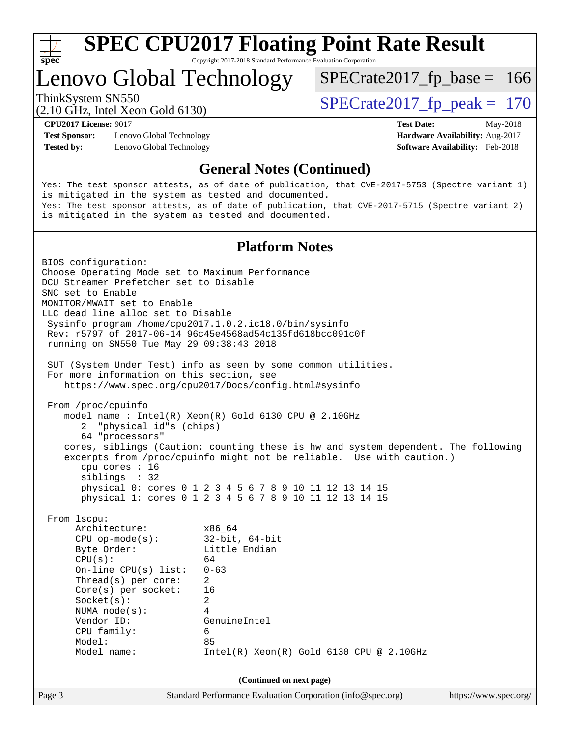# SPEC CPU2017 Floating Point Rate Result

Copyright 2017-2018 Standard Performance Evaluation Corporation

## Lenovo Global Technology

ThinkSystem SN550
(2.10 GHz, Intel Xeon Gold 6130)

SPECrate2017_fp_base = 166

SPECrate2017_fp_peak = 170

| | | | |
|---|---|---|---|
| **CPU2017 License:** | 9017 | **Test Date:** | May-2018 |
| **Test Sponsor:** | Lenovo Global Technology | **Hardware Availability:** | Aug-2017 |
| **Tested by:** | Lenovo Global Technology | **Software Availability:** | Feb-2018 |

### General Notes (Continued)

```
Yes: The test sponsor attests, as of date of publication, that CVE-2017-5753 (Spectre variant 1)
is mitigated in the system as tested and documented.
Yes: The test sponsor attests, as of date of publication, that CVE-2017-5715 (Spectre variant 2)
is mitigated in the system as tested and documented.
```

### Platform Notes

```
BIOS configuration:
Choose Operating Mode set to Maximum Performance
DCU Streamer Prefetcher set to Disable
SNC set to Enable
MONITOR/MWAIT set to Enable
LLC dead line alloc set to Disable
 Sysinfo program /home/cpu2017.1.0.2.ic18.0/bin/sysinfo
 Rev: r5797 of 2017-06-14 96c45e4568ad54c135fd618bcc091c0f
 running on SN550 Tue May 29 09:38:43 2018

 SUT (System Under Test) info as seen by some common utilities.
 For more information on this section, see
    https://www.spec.org/cpu2017/Docs/config.html#sysinfo

 From /proc/cpuinfo
    model name : Intel(R) Xeon(R) Gold 6130 CPU @ 2.10GHz
       2  "physical id"s (chips)
       64 "processors"
    cores, siblings (Caution: counting these is hw and system dependent. The following
    excerpts from /proc/cpuinfo might not be reliable.  Use with caution.)
       cpu cores : 16
       siblings  : 32
       physical 0: cores 0 1 2 3 4 5 6 7 8 9 10 11 12 13 14 15
       physical 1: cores 0 1 2 3 4 5 6 7 8 9 10 11 12 13 14 15

 From lscpu:
      Architecture:          x86_64
      CPU op-mode(s):        32-bit, 64-bit
      Byte Order:            Little Endian
      CPU(s):                64
      On-line CPU(s) list:   0-63
      Thread(s) per core:    2
      Core(s) per socket:    16
      Socket(s):             2
      NUMA node(s):          4
      Vendor ID:             GenuineIntel
      CPU family:            6
      Model:                 85
      Model name:            Intel(R) Xeon(R) Gold 6130 CPU @ 2.10GHz
```

(Continued on next page)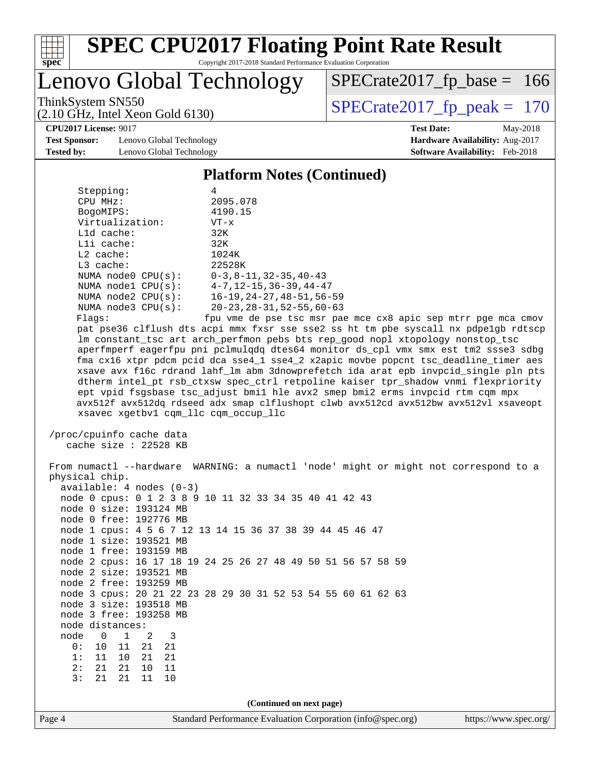# SPEC CPU2017 Floating Point Rate Result

Copyright 2017-2018 Standard Performance Evaluation Corporation

## Lenovo Global Technology

ThinkSystem SN550
(2.10 GHz, Intel Xeon Gold 6130)

SPECrate2017_fp_base = 166

SPECrate2017_fp_peak = 170

**CPU2017 License:** 9017
**Test Sponsor:** Lenovo Global Technology
**Tested by:** Lenovo Global Technology

**Test Date:** May-2018
**Hardware Availability:** Aug-2017
**Software Availability:** Feb-2018

### Platform Notes (Continued)

```
     Stepping:              4
     CPU MHz:               2095.078
     BogoMIPS:              4190.15
     Virtualization:        VT-x
     L1d cache:             32K
     L1i cache:             32K
     L2 cache:              1024K
     L3 cache:              22528K
     NUMA node0 CPU(s):     0-3,8-11,32-35,40-43
     NUMA node1 CPU(s):     4-7,12-15,36-39,44-47
     NUMA node2 CPU(s):     16-19,24-27,48-51,56-59
     NUMA node3 CPU(s):     20-23,28-31,52-55,60-63
     Flags:                 fpu vme de pse tsc msr pae mce cx8 apic sep mtrr pge mca cmov
     pat pse36 clflush dts acpi mmx fxsr sse sse2 ss ht tm pbe syscall nx pdpe1gb rdtscp
     lm constant_tsc art arch_perfmon pebs bts rep_good nopl xtopology nonstop_tsc
     aperfmperf eagerfpu pni pclmulqdq dtes64 monitor ds_cpl vmx smx est tm2 ssse3 sdbg
     fma cx16 xtpr pdcm pcid dca sse4_1 sse4_2 x2apic movbe popcnt tsc_deadline_timer aes
     xsave avx f16c rdrand lahf_lm abm 3dnowprefetch ida arat epb invpcid_single pln pts
     dtherm intel_pt rsb_ctxsw spec_ctrl retpoline kaiser tpr_shadow vnmi flexpriority
     ept vpid fsgsbase tsc_adjust bmi1 hle avx2 smep bmi2 erms invpcid rtm cqm mpx
     avx512f avx512dq rdseed adx smap clflushopt clwb avx512cd avx512bw avx512vl xsaveopt
     xsavec xgetbv1 cqm_llc cqm_occup_llc

 /proc/cpuinfo cache data
    cache size : 22528 KB

 From numactl --hardware  WARNING: a numactl 'node' might or might not correspond to a
 physical chip.
   available: 4 nodes (0-3)
   node 0 cpus: 0 1 2 3 8 9 10 11 32 33 34 35 40 41 42 43
   node 0 size: 193124 MB
   node 0 free: 192776 MB
   node 1 cpus: 4 5 6 7 12 13 14 15 36 37 38 39 44 45 46 47
   node 1 size: 193521 MB
   node 1 free: 193159 MB
   node 2 cpus: 16 17 18 19 24 25 26 27 48 49 50 51 56 57 58 59
   node 2 size: 193521 MB
   node 2 free: 193259 MB
   node 3 cpus: 20 21 22 23 28 29 30 31 52 53 54 55 60 61 62 63
   node 3 size: 193518 MB
   node 3 free: 193258 MB
   node distances:
   node   0   1   2   3
     0:  10  11  21  21
     1:  11  10  21  21
     2:  21  21  10  11
     3:  21  21  11  10
```

(Continued on next page)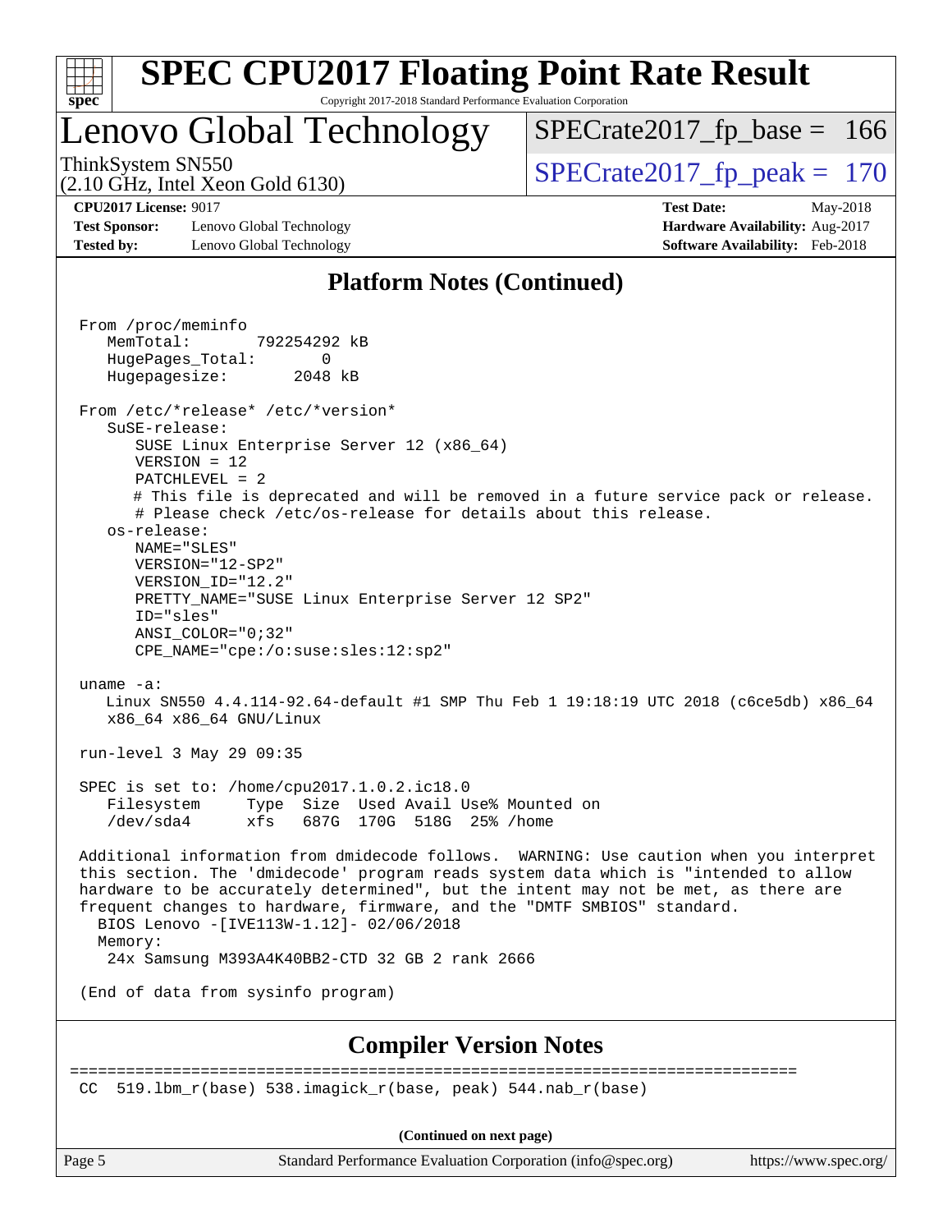# SPEC CPU2017 Floating Point Rate Result

Copyright 2017-2018 Standard Performance Evaluation Corporation

## Lenovo Global Technology

ThinkSystem SN550
(2.10 GHz, Intel Xeon Gold 6130)

SPECrate2017_fp_base = 166

SPECrate2017_fp_peak = 170

**CPU2017 License:** 9017
**Test Sponsor:** Lenovo Global Technology
**Tested by:** Lenovo Global Technology

**Test Date:** May-2018
**Hardware Availability:** Aug-2017
**Software Availability:** Feb-2018

## Platform Notes (Continued)

```
From /proc/meminfo
   MemTotal:       792254292 kB
   HugePages_Total:       0
   Hugepagesize:       2048 kB

From /etc/*release* /etc/*version*
   SuSE-release:
      SUSE Linux Enterprise Server 12 (x86_64)
      VERSION = 12
      PATCHLEVEL = 2
      # This file is deprecated and will be removed in a future service pack or release.
      # Please check /etc/os-release for details about this release.
   os-release:
      NAME="SLES"
      VERSION="12-SP2"
      VERSION_ID="12.2"
      PRETTY_NAME="SUSE Linux Enterprise Server 12 SP2"
      ID="sles"
      ANSI_COLOR="0;32"
      CPE_NAME="cpe:/o:suse:sles:12:sp2"

uname -a:
   Linux SN550 4.4.114-92.64-default #1 SMP Thu Feb 1 19:18:19 UTC 2018 (c6ce5db) x86_64
   x86_64 x86_64 GNU/Linux

run-level 3 May 29 09:35

SPEC is set to: /home/cpu2017.1.0.2.ic18.0
   Filesystem     Type  Size  Used Avail Use% Mounted on
   /dev/sda4      xfs   687G  170G  518G  25% /home

Additional information from dmidecode follows.  WARNING: Use caution when you interpret
this section. The 'dmidecode' program reads system data which is "intended to allow
hardware to be accurately determined", but the intent may not be met, as there are
frequent changes to hardware, firmware, and the "DMTF SMBIOS" standard.
  BIOS Lenovo -[IVE113W-1.12]- 02/06/2018
  Memory:
   24x Samsung M393A4K40BB2-CTD 32 GB 2 rank 2666

(End of data from sysinfo program)
```

## Compiler Version Notes

```
==============================================================================
CC  519.lbm_r(base) 538.imagick_r(base, peak) 544.nab_r(base)
```

(Continued on next page)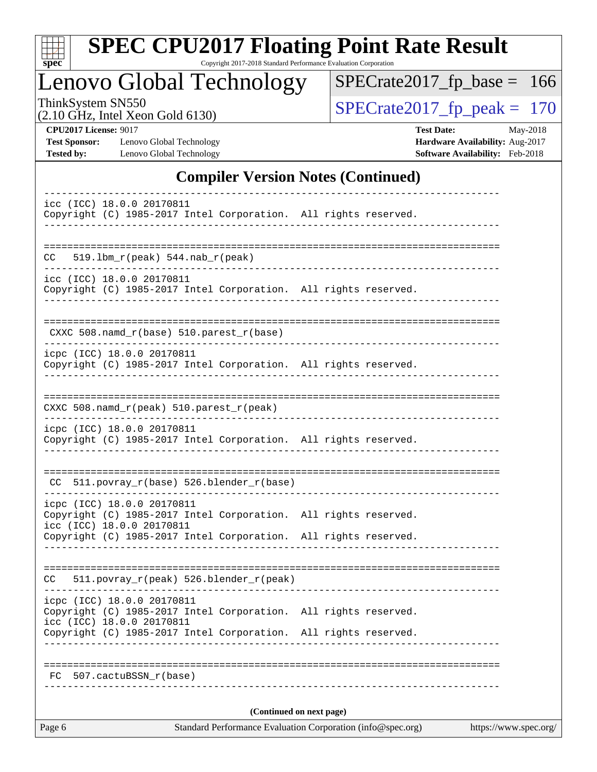## Compiler Version Notes (Continued)

```
------------------------------------------------------------------------------
icc (ICC) 18.0.0 20170811
Copyright (C) 1985-2017 Intel Corporation.  All rights reserved.
------------------------------------------------------------------------------

==============================================================================
CC   519.lbm_r(peak) 544.nab_r(peak)
------------------------------------------------------------------------------
icc (ICC) 18.0.0 20170811
Copyright (C) 1985-2017 Intel Corporation.  All rights reserved.
------------------------------------------------------------------------------

==============================================================================
 CXXC 508.namd_r(base) 510.parest_r(base)
------------------------------------------------------------------------------
icpc (ICC) 18.0.0 20170811
Copyright (C) 1985-2017 Intel Corporation.  All rights reserved.
------------------------------------------------------------------------------

==============================================================================
CXXC 508.namd_r(peak) 510.parest_r(peak)
------------------------------------------------------------------------------
icpc (ICC) 18.0.0 20170811
Copyright (C) 1985-2017 Intel Corporation.  All rights reserved.
------------------------------------------------------------------------------

==============================================================================
 CC  511.povray_r(base) 526.blender_r(base)
------------------------------------------------------------------------------
icpc (ICC) 18.0.0 20170811
Copyright (C) 1985-2017 Intel Corporation.  All rights reserved.
icc (ICC) 18.0.0 20170811
Copyright (C) 1985-2017 Intel Corporation.  All rights reserved.
------------------------------------------------------------------------------

==============================================================================
CC   511.povray_r(peak) 526.blender_r(peak)
------------------------------------------------------------------------------
icpc (ICC) 18.0.0 20170811
Copyright (C) 1985-2017 Intel Corporation.  All rights reserved.
icc (ICC) 18.0.0 20170811
Copyright (C) 1985-2017 Intel Corporation.  All rights reserved.
------------------------------------------------------------------------------

==============================================================================
 FC  507.cactuBSSN_r(base)
------------------------------------------------------------------------------
```

(Continued on next page)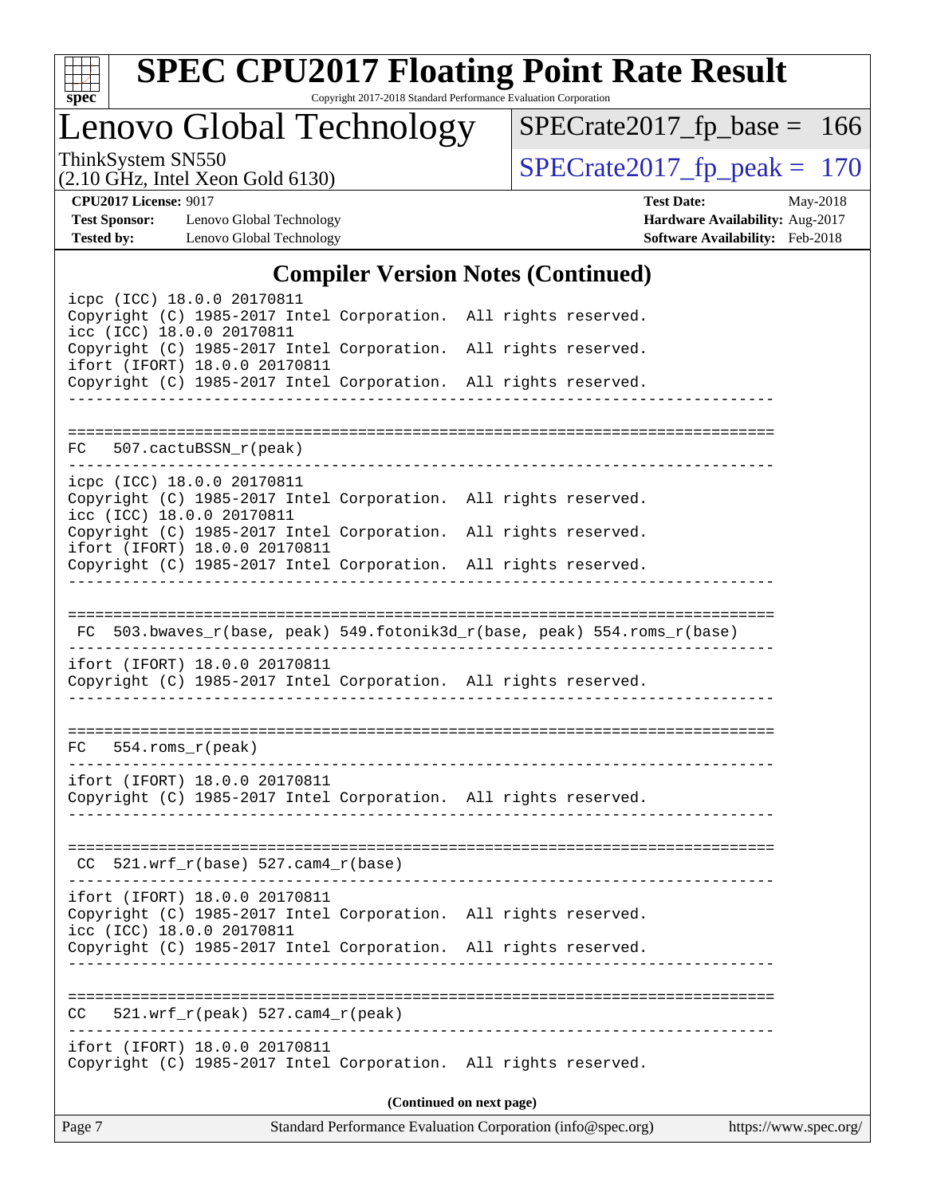## Compiler Version Notes (Continued)

```
icpc (ICC) 18.0.0 20170811
Copyright (C) 1985-2017 Intel Corporation.  All rights reserved.
icc (ICC) 18.0.0 20170811
Copyright (C) 1985-2017 Intel Corporation.  All rights reserved.
ifort (IFORT) 18.0.0 20170811
Copyright (C) 1985-2017 Intel Corporation.  All rights reserved.
------------------------------------------------------------------------------

==============================================================================
FC   507.cactuBSSN_r(peak)
------------------------------------------------------------------------------
icpc (ICC) 18.0.0 20170811
Copyright (C) 1985-2017 Intel Corporation.  All rights reserved.
icc (ICC) 18.0.0 20170811
Copyright (C) 1985-2017 Intel Corporation.  All rights reserved.
ifort (IFORT) 18.0.0 20170811
Copyright (C) 1985-2017 Intel Corporation.  All rights reserved.
------------------------------------------------------------------------------

==============================================================================
 FC  503.bwaves_r(base, peak) 549.fotonik3d_r(base, peak) 554.roms_r(base)
------------------------------------------------------------------------------
ifort (IFORT) 18.0.0 20170811
Copyright (C) 1985-2017 Intel Corporation.  All rights reserved.
------------------------------------------------------------------------------

==============================================================================
FC   554.roms_r(peak)
------------------------------------------------------------------------------
ifort (IFORT) 18.0.0 20170811
Copyright (C) 1985-2017 Intel Corporation.  All rights reserved.
------------------------------------------------------------------------------

==============================================================================
 CC  521.wrf_r(base) 527.cam4_r(base)
------------------------------------------------------------------------------
ifort (IFORT) 18.0.0 20170811
Copyright (C) 1985-2017 Intel Corporation.  All rights reserved.
icc (ICC) 18.0.0 20170811
Copyright (C) 1985-2017 Intel Corporation.  All rights reserved.
------------------------------------------------------------------------------

==============================================================================
CC   521.wrf_r(peak) 527.cam4_r(peak)
------------------------------------------------------------------------------
ifort (IFORT) 18.0.0 20170811
Copyright (C) 1985-2017 Intel Corporation.  All rights reserved.
```

**(Continued on next page)**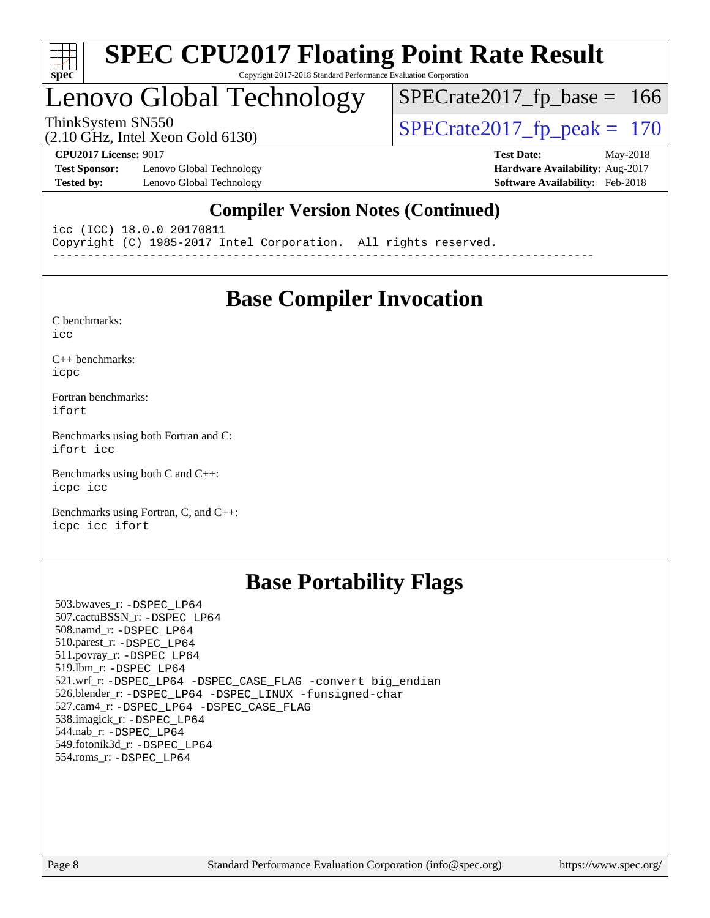# SPEC CPU2017 Floating Point Rate Result

Copyright 2017-2018 Standard Performance Evaluation Corporation

# Lenovo Global Technology

ThinkSystem SN550
(2.10 GHz, Intel Xeon Gold 6130)

SPECrate2017_fp_base = 166

SPECrate2017_fp_peak = 170

**CPU2017 License:** 9017
**Test Sponsor:** Lenovo Global Technology
**Tested by:** Lenovo Global Technology

**Test Date:** May-2018
**Hardware Availability:** Aug-2017
**Software Availability:** Feb-2018

## Compiler Version Notes (Continued)

```
icc (ICC) 18.0.0 20170811
Copyright (C) 1985-2017 Intel Corporation.  All rights reserved.
------------------------------------------------------------------------------
```

## Base Compiler Invocation

C benchmarks:
icc

C++ benchmarks:
icpc

Fortran benchmarks:
ifort

Benchmarks using both Fortran and C:
ifort icc

Benchmarks using both C and C++:
icpc icc

Benchmarks using Fortran, C, and C++:
icpc icc ifort

## Base Portability Flags

503.bwaves_r: -DSPEC_LP64
507.cactuBSSN_r: -DSPEC_LP64
508.namd_r: -DSPEC_LP64
510.parest_r: -DSPEC_LP64
511.povray_r: -DSPEC_LP64
519.lbm_r: -DSPEC_LP64
521.wrf_r: -DSPEC_LP64 -DSPEC_CASE_FLAG -convert big_endian
526.blender_r: -DSPEC_LP64 -DSPEC_LINUX -funsigned-char
527.cam4_r: -DSPEC_LP64 -DSPEC_CASE_FLAG
538.imagick_r: -DSPEC_LP64
544.nab_r: -DSPEC_LP64
549.fotonik3d_r: -DSPEC_LP64
554.roms_r: -DSPEC_LP64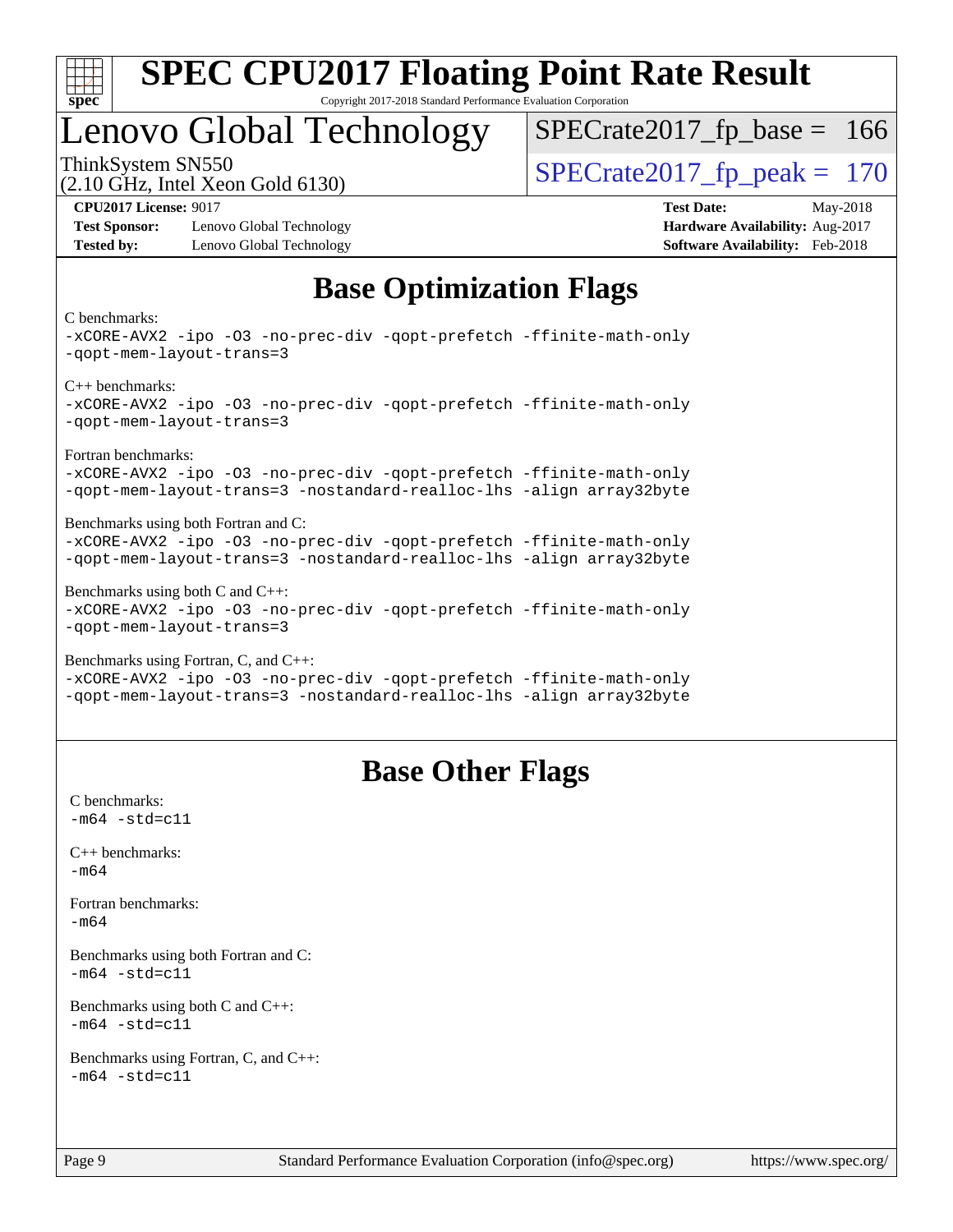# SPEC CPU2017 Floating Point Rate Result

Copyright 2017-2018 Standard Performance Evaluation Corporation

## Lenovo Global Technology

ThinkSystem SN550
(2.10 GHz, Intel Xeon Gold 6130)

SPECrate2017_fp_base = 166

SPECrate2017_fp_peak = 170

**CPU2017 License:** 9017
**Test Sponsor:** Lenovo Global Technology
**Tested by:** Lenovo Global Technology

**Test Date:** May-2018
**Hardware Availability:** Aug-2017
**Software Availability:** Feb-2018

## Base Optimization Flags

C benchmarks:
```
-xCORE-AVX2 -ipo -O3 -no-prec-div -qopt-prefetch -ffinite-math-only
-qopt-mem-layout-trans=3
```

C++ benchmarks:
```
-xCORE-AVX2 -ipo -O3 -no-prec-div -qopt-prefetch -ffinite-math-only
-qopt-mem-layout-trans=3
```

Fortran benchmarks:
```
-xCORE-AVX2 -ipo -O3 -no-prec-div -qopt-prefetch -ffinite-math-only
-qopt-mem-layout-trans=3 -nostandard-realloc-lhs -align array32byte
```

Benchmarks using both Fortran and C:
```
-xCORE-AVX2 -ipo -O3 -no-prec-div -qopt-prefetch -ffinite-math-only
-qopt-mem-layout-trans=3 -nostandard-realloc-lhs -align array32byte
```

Benchmarks using both C and C++:
```
-xCORE-AVX2 -ipo -O3 -no-prec-div -qopt-prefetch -ffinite-math-only
-qopt-mem-layout-trans=3
```

Benchmarks using Fortran, C, and C++:
```
-xCORE-AVX2 -ipo -O3 -no-prec-div -qopt-prefetch -ffinite-math-only
-qopt-mem-layout-trans=3 -nostandard-realloc-lhs -align array32byte
```

## Base Other Flags

C benchmarks:
```
-m64 -std=c11
```

C++ benchmarks:
```
-m64
```

Fortran benchmarks:
```
-m64
```

Benchmarks using both Fortran and C:
```
-m64 -std=c11
```

Benchmarks using both C and C++:
```
-m64 -std=c11
```

Benchmarks using Fortran, C, and C++:
```
-m64 -std=c11
```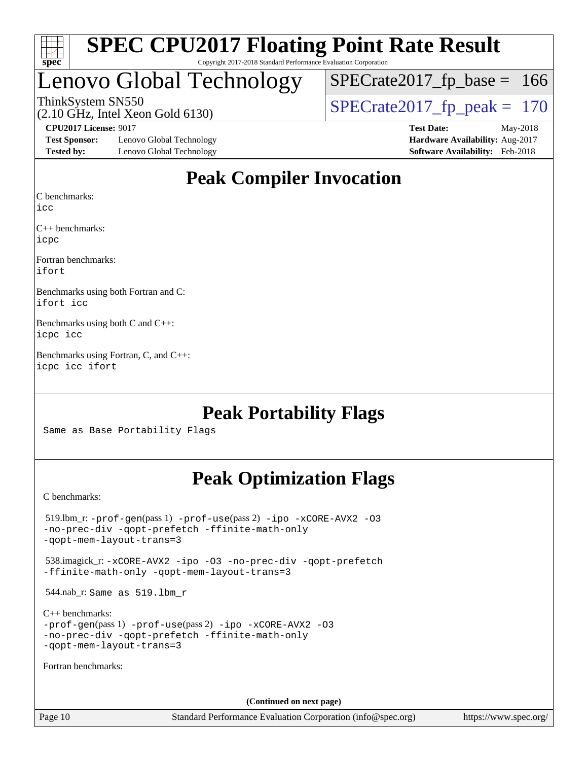# SPEC CPU2017 Floating Point Rate Result

Copyright 2017-2018 Standard Performance Evaluation Corporation

## Lenovo Global Technology

ThinkSystem SN550
(2.10 GHz, Intel Xeon Gold 6130)

SPECrate2017_fp_base = 166

SPECrate2017_fp_peak = 170

**CPU2017 License:** 9017
**Test Sponsor:** Lenovo Global Technology
**Tested by:** Lenovo Global Technology

**Test Date:** May-2018
**Hardware Availability:** Aug-2017
**Software Availability:** Feb-2018

## Peak Compiler Invocation

C benchmarks:
icc

C++ benchmarks:
icpc

Fortran benchmarks:
ifort

Benchmarks using both Fortran and C:
ifort icc

Benchmarks using both C and C++:
icpc icc

Benchmarks using Fortran, C, and C++:
icpc icc ifort

## Peak Portability Flags

Same as Base Portability Flags

## Peak Optimization Flags

C benchmarks:

519.lbm_r: -prof-gen(pass 1) -prof-use(pass 2) -ipo -xCORE-AVX2 -O3 -no-prec-div -qopt-prefetch -ffinite-math-only -qopt-mem-layout-trans=3

538.imagick_r: -xCORE-AVX2 -ipo -O3 -no-prec-div -qopt-prefetch -ffinite-math-only -qopt-mem-layout-trans=3

544.nab_r: Same as 519.lbm_r

C++ benchmarks:
-prof-gen(pass 1) -prof-use(pass 2) -ipo -xCORE-AVX2 -O3 -no-prec-div -qopt-prefetch -ffinite-math-only -qopt-mem-layout-trans=3

Fortran benchmarks:

(Continued on next page)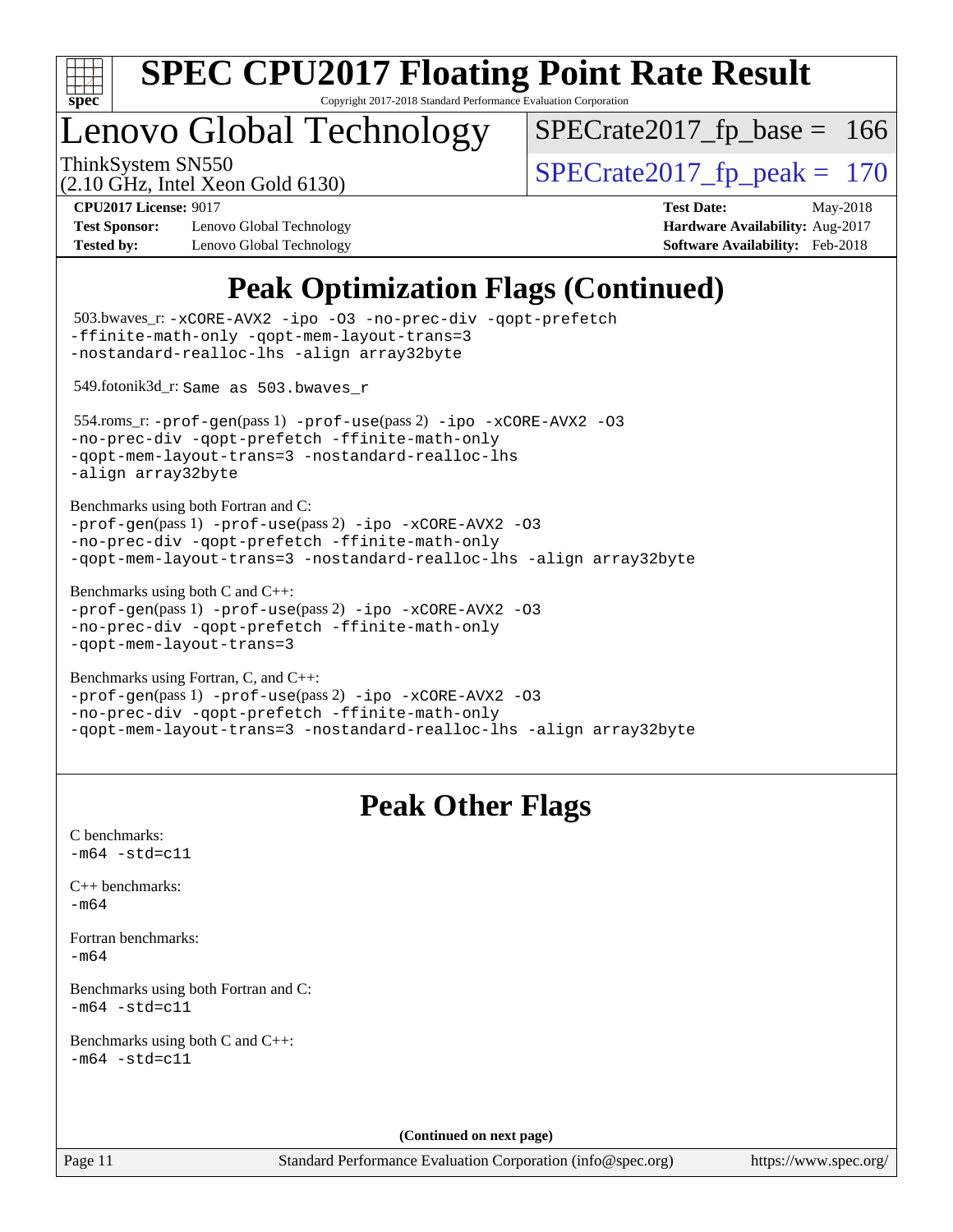# SPEC CPU2017 Floating Point Rate Result

Copyright 2017-2018 Standard Performance Evaluation Corporation

## Lenovo Global Technology

ThinkSystem SN550
(2.10 GHz, Intel Xeon Gold 6130)

SPECrate2017_fp_base = 166

SPECrate2017_fp_peak = 170

**CPU2017 License:** 9017
**Test Sponsor:** Lenovo Global Technology
**Tested by:** Lenovo Global Technology

**Test Date:** May-2018
**Hardware Availability:** Aug-2017
**Software Availability:** Feb-2018

## Peak Optimization Flags (Continued)

503.bwaves_r: -xCORE-AVX2 -ipo -O3 -no-prec-div -qopt-prefetch -ffinite-math-only -qopt-mem-layout-trans=3 -nostandard-realloc-lhs -align array32byte

549.fotonik3d_r: Same as 503.bwaves_r

554.roms_r: -prof-gen(pass 1) -prof-use(pass 2) -ipo -xCORE-AVX2 -O3 -no-prec-div -qopt-prefetch -ffinite-math-only -qopt-mem-layout-trans=3 -nostandard-realloc-lhs -align array32byte

Benchmarks using both Fortran and C:
-prof-gen(pass 1) -prof-use(pass 2) -ipo -xCORE-AVX2 -O3 -no-prec-div -qopt-prefetch -ffinite-math-only -qopt-mem-layout-trans=3 -nostandard-realloc-lhs -align array32byte

Benchmarks using both C and C++:
-prof-gen(pass 1) -prof-use(pass 2) -ipo -xCORE-AVX2 -O3 -no-prec-div -qopt-prefetch -ffinite-math-only -qopt-mem-layout-trans=3

Benchmarks using Fortran, C, and C++:
-prof-gen(pass 1) -prof-use(pass 2) -ipo -xCORE-AVX2 -O3 -no-prec-div -qopt-prefetch -ffinite-math-only -qopt-mem-layout-trans=3 -nostandard-realloc-lhs -align array32byte

## Peak Other Flags

C benchmarks:
-m64 -std=c11

C++ benchmarks:
-m64

Fortran benchmarks:
-m64

Benchmarks using both Fortran and C:
-m64 -std=c11

Benchmarks using both C and C++:
-m64 -std=c11

**(Continued on next page)**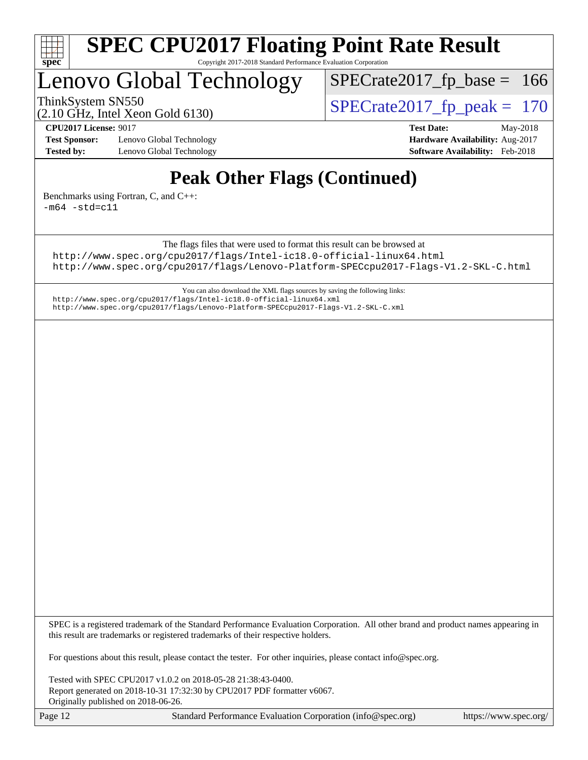# Peak Other Flags (Continued)

Benchmarks using Fortran, C, and C++:
-m64 -std=c11

The flags files that were used to format this result can be browsed at
http://www.spec.org/cpu2017/flags/Intel-ic18.0-official-linux64.html
http://www.spec.org/cpu2017/flags/Lenovo-Platform-SPECcpu2017-Flags-V1.2-SKL-C.html

You can also download the XML flags sources by saving the following links:
http://www.spec.org/cpu2017/flags/Intel-ic18.0-official-linux64.xml
http://www.spec.org/cpu2017/flags/Lenovo-Platform-SPECcpu2017-Flags-V1.2-SKL-C.xml

SPEC is a registered trademark of the Standard Performance Evaluation Corporation. All other brand and product names appearing in this result are trademarks or registered trademarks of their respective holders.

For questions about this result, please contact the tester. For other inquiries, please contact info@spec.org.

Tested with SPEC CPU2017 v1.0.2 on 2018-05-28 21:38:43-0400.
Report generated on 2018-10-31 17:32:30 by CPU2017 PDF formatter v6067.
Originally published on 2018-06-26.